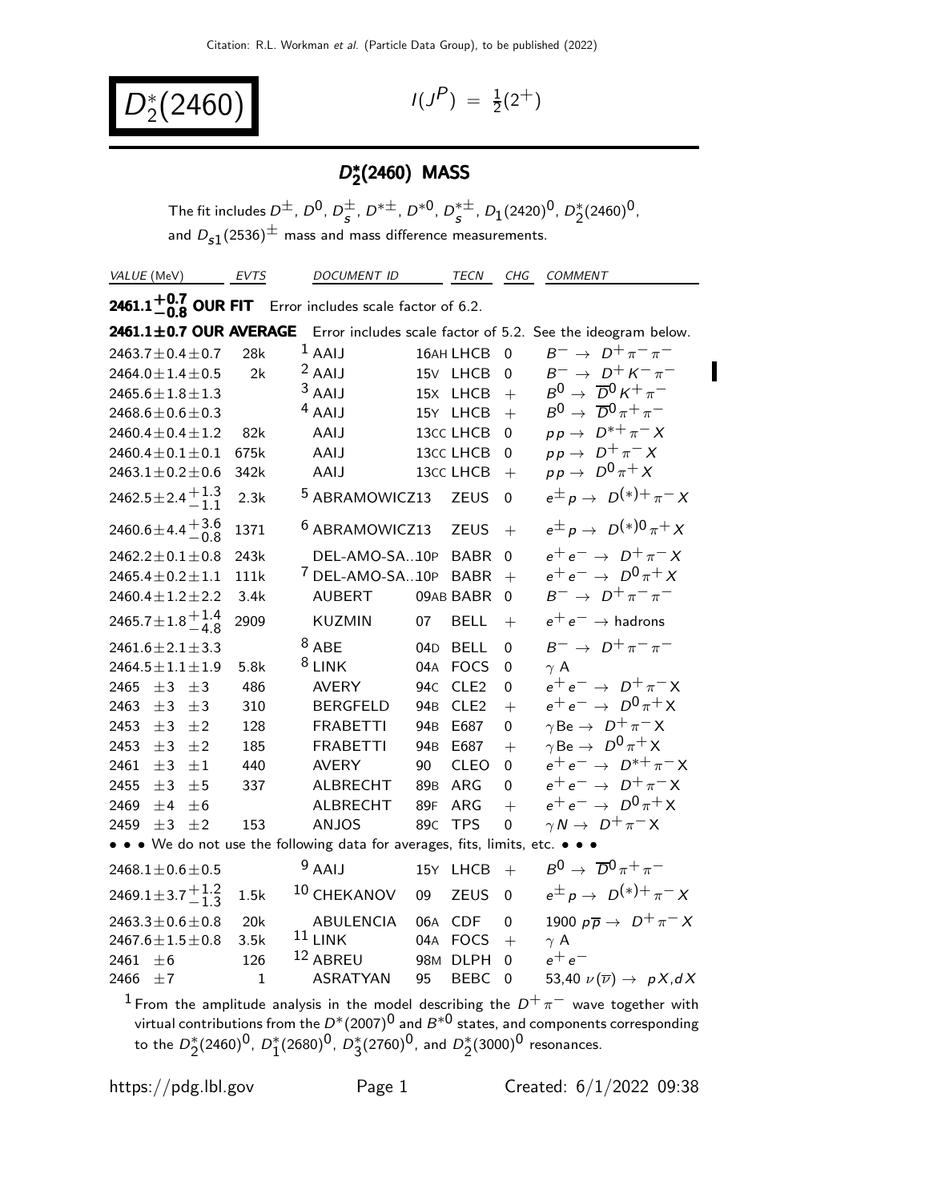# $D_2^*(2460)$

$I(J^P) = \frac{1}{2}(2^+)$

## $D_2^*(2460)$ MASS

The fit includes $D^\pm$, $D^0$, $D_s^\pm$, $D^{*\pm}$, $D^{*0}$, $D_s^{*\pm}$, $D_1(2420)^0$, $D_2^*(2460)^0$, and $D_{s1}(2536)^\pm$ mass and mass difference measurements.

| VALUE (MeV) | EVTS | DOCUMENT ID | | TECN | CHG | COMMENT |
|---|---|---|---|---|---|---|
| **$2461.1^{+0.7}_{-0.8}$ OUR FIT** | Error includes scale factor of 6.2. | | | | | |
| **$2461.1 \pm 0.7$ OUR AVERAGE** | Error includes scale factor of 5.2. See the ideogram below. | | | | | |
| $2463.7 \pm 0.4 \pm 0.7$ | 28k | [1] AAIJ | 16AH | LHCB | 0 | $B^- \to D^+ \pi^- \pi^-$ |
| $2464.0 \pm 1.4 \pm 0.5$ | 2k | [2] AAIJ | 15V | LHCB | 0 | $B^- \to D^+ K^- \pi^-$ |
| $2465.6 \pm 1.8 \pm 1.3$ | | [3] AAIJ | 15X | LHCB | $+$ | $B^0 \to \overline{D}^0 K^+ \pi^-$ |
| $2468.6 \pm 0.6 \pm 0.3$ | | [4] AAIJ | 15Y | LHCB | $+$ | $B^0 \to \overline{D}^0 \pi^+ \pi^-$ |
| $2460.4 \pm 0.4 \pm 1.2$ | 82k | AAIJ | 13CC | LHCB | 0 | $pp \to D^{*+} \pi^- X$ |
| $2460.4 \pm 0.1 \pm 0.1$ | 675k | AAIJ | 13CC | LHCB | 0 | $pp \to D^+ \pi^- X$ |
| $2463.1 \pm 0.2 \pm 0.6$ | 342k | AAIJ | 13CC | LHCB | $+$ | $pp \to D^0 \pi^+ X$ |
| $2462.5 \pm 2.4^{+1.3}_{-1.1}$ | 2.3k | [5] ABRAMOWICZ | 13 | ZEUS | 0 | $e^\pm p \to D^{(*)+} \pi^- X$ |
| $2460.6 \pm 4.4^{+3.6}_{-0.8}$ | 1371 | [6] ABRAMOWICZ | 13 | ZEUS | $+$ | $e^\pm p \to D^{(*)0} \pi^+ X$ |
| $2462.2 \pm 0.1 \pm 0.8$ | 243k | DEL-AMO-SA... | 10P | BABR | 0 | $e^+ e^- \to D^+ \pi^- X$ |
| $2465.4 \pm 0.2 \pm 1.1$ | 111k | [7] DEL-AMO-SA... | 10P | BABR | $+$ | $e^+ e^- \to D^0 \pi^+ X$ |
| $2460.4 \pm 1.2 \pm 2.2$ | 3.4k | AUBERT | 09AB | BABR | 0 | $B^- \to D^+ \pi^- \pi^-$ |
| $2465.7 \pm 1.8^{+1.4}_{-4.8}$ | 2909 | KUZMIN | 07 | BELL | $+$ | $e^+ e^- \to$ hadrons |
| $2461.6 \pm 2.1 \pm 3.3$ | | [8] ABE | 04D | BELL | 0 | $B^- \to D^+ \pi^- \pi^-$ |
| $2464.5 \pm 1.1 \pm 1.9$ | 5.8k | [8] LINK | 04A | FOCS | 0 | $\gamma$ A |
| $2465 \pm 3 \pm 3$ | 486 | AVERY | 94C | CLE2 | 0 | $e^+ e^- \to D^+ \pi^- X$ |
| $2463 \pm 3 \pm 3$ | 310 | BERGFELD | 94B | CLE2 | $+$ | $e^+ e^- \to D^0 \pi^+ X$ |
| $2453 \pm 3 \pm 2$ | 128 | FRABETTI | 94B | E687 | 0 | $\gamma$Be $\to D^+ \pi^- X$ |
| $2453 \pm 3 \pm 2$ | 185 | FRABETTI | 94B | E687 | $+$ | $\gamma$Be $\to D^0 \pi^+ X$ |
| $2461 \pm 3 \pm 1$ | 440 | AVERY | 90 | CLEO | 0 | $e^+ e^- \to D^{*+} \pi^- X$ |
| $2455 \pm 3 \pm 5$ | 337 | ALBRECHT | 89B | ARG | 0 | $e^+ e^- \to D^+ \pi^- X$ |
| $2469 \pm 4 \pm 6$ | | ALBRECHT | 89F | ARG | $+$ | $e^+ e^- \to D^0 \pi^+ X$ |
| $2459 \pm 3 \pm 2$ | 153 | ANJOS | 89C | TPS | 0 | $\gamma N \to D^+ \pi^- X$ |
| • • • We do not use the following data for averages, fits, limits, etc. • • • | | | | | | |
| $2468.1 \pm 0.6 \pm 0.5$ | | [9] AAIJ | 15Y | LHCB | $+$ | $B^0 \to \overline{D}^0 \pi^+ \pi^-$ |
| $2469.1 \pm 3.7^{+1.2}_{-1.3}$ | 1.5k | [10] CHEKANOV | 09 | ZEUS | 0 | $e^\pm p \to D^{(*)+} \pi^- X$ |
| $2463.3 \pm 0.6 \pm 0.8$ | 20k | ABULENCIA | 06A | CDF | 0 | 1900 $p\overline{p} \to D^+ \pi^- X$ |
| $2467.6 \pm 1.5 \pm 0.8$ | 3.5k | [11] LINK | 04A | FOCS | $+$ | $\gamma$ A |
| $2461 \pm 6$ | 126 | [12] ABREU | 98M | DLPH | 0 | $e^+ e^-$ |
| $2466 \pm 7$ | 1 | ASRATYAN | 95 | BEBC | 0 | 53,40 $\nu(\overline{\nu}) \to p X, d X$ |

[1] From the amplitude analysis in the model describing the $D^+ \pi^-$ wave together with virtual contributions from the $D^*(2007)^0$ and $B^{*0}$ states, and components corresponding to the $D_2^*(2460)^0$, $D_1^*(2680)^0$, $D_3^*(2760)^0$, and $D_2^*(3000)^0$ resonances.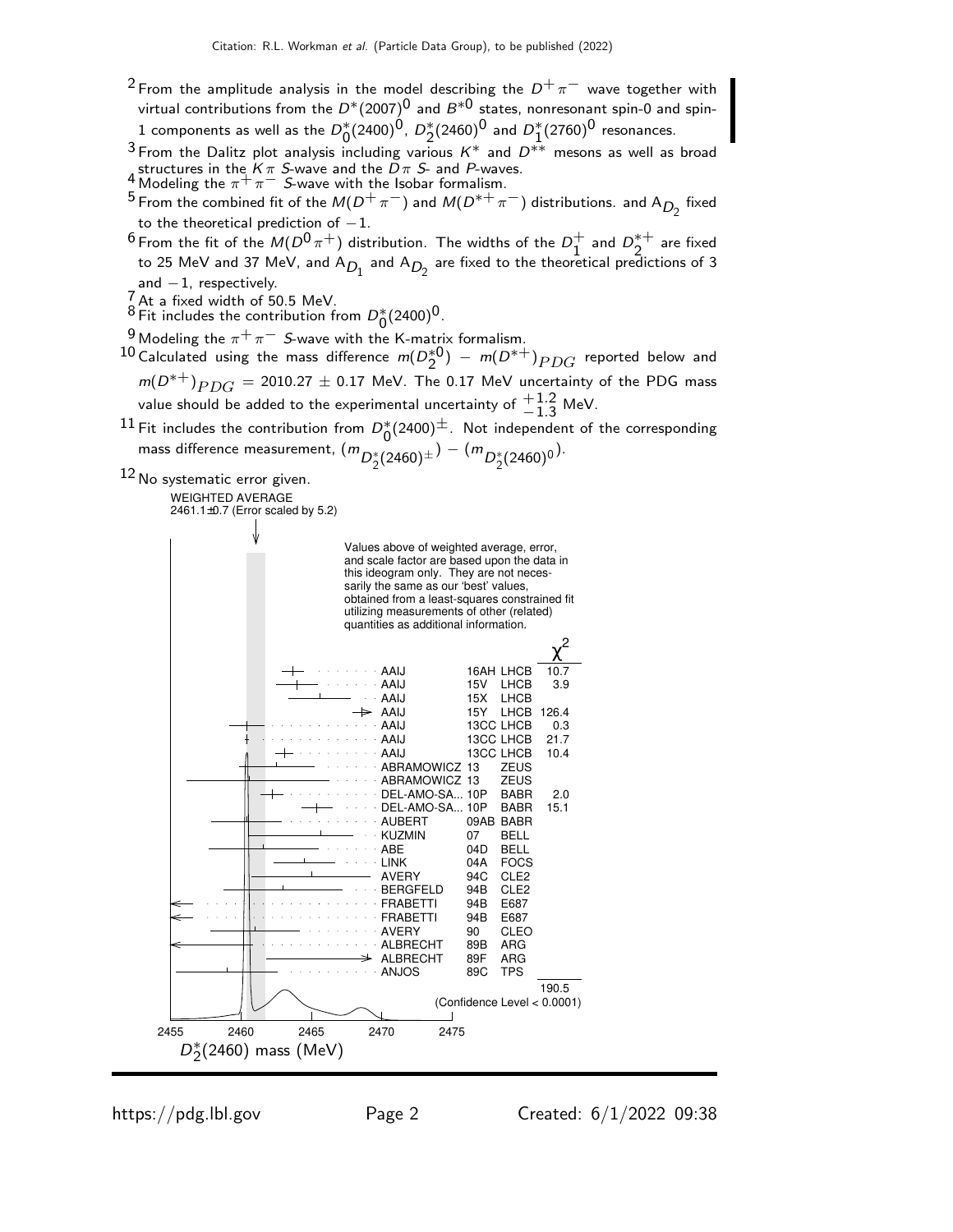[2] From the amplitude analysis in the model describing the $D^+\pi^-$ wave together with virtual contributions from the $D^*(2007)^0$ and $B^{*0}$ states, nonresonant spin-0 and spin-1 components as well as the $D_0^*(2400)^0$, $D_2^*(2460)^0$ and $D_1^*(2760)^0$ resonances.

[3] From the Dalitz plot analysis including various $K^*$ and $D^{**}$ mesons as well as broad structures in the $K\pi$ S-wave and the $D\pi$ S- and P-waves.

[4] Modeling the $\pi^+\pi^-$ S-wave with the Isobar formalism.

[5] From the combined fit of the $M(D^+\pi^-)$ and $M(D^{*+}\pi^-)$ distributions. and $A_{D_2}$ fixed to the theoretical prediction of $-1$.

[6] From the fit of the $M(D^0\pi^+)$ distribution. The widths of the $D_1^+$ and $D_2^{*+}$ are fixed to 25 MeV and 37 MeV, and $A_{D_1}$ and $A_{D_2}$ are fixed to the theoretical predictions of 3 and $-1$, respectively.

[7] At a fixed width of 50.5 MeV.

[8] Fit includes the contribution from $D_0^*(2400)^0$.

[9] Modeling the $\pi^+\pi^-$ S-wave with the K-matrix formalism.

[10] Calculated using the mass difference $m(D_2^{*0}) - m(D^{*+})_{PDG}$ reported below and $m(D^{*+})_{PDG}$ = 2010.27 ± 0.17 MeV. The 0.17 MeV uncertainty of the PDG mass value should be added to the experimental uncertainty of $^{+1.2}_{-1.3}$ MeV.

[11] Fit includes the contribution from $D_0^*(2400)^{\pm}$. Not independent of the corresponding mass difference measurement, $(m_{D_2^*(2460)^{\pm}}) - (m_{D_2^*(2460)^0})$.

[12] No systematic error given.

WEIGHTED AVERAGE
2461.1±0.7 (Error scaled by 5.2)

Values above of weighted average, error, and scale factor are based upon the data in this ideogram only. They are not necessarily the same as our 'best' values, obtained from a least-squares constrained fit utilizing measurements of other (related) quantities as additional information.

| Document | | Experiment | $\chi^2$ |
|---|---|---|---|
| AAIJ | 16AH | LHCB | 10.7 |
| AAIJ | 15V | LHCB | 3.9 |
| AAIJ | 15X | LHCB | |
| AAIJ | 15Y | LHCB | 126.4 |
| AAIJ | 13CC | LHCB | 0.3 |
| AAIJ | 13CC | LHCB | 21.7 |
| AAIJ | 13CC | LHCB | 10.4 |
| ABRAMOWICZ | 13 | ZEUS | |
| ABRAMOWICZ | 13 | ZEUS | |
| DEL-AMO-SA... | 10P | BABR | 2.0 |
| DEL-AMO-SA... | 10P | BABR | 15.1 |
| AUBERT | 09AB | BABR | |
| KUZMIN | 07 | BELL | |
| ABE | 04D | BELL | |
| LINK | 04A | FOCS | |
| AVERY | 94C | CLE2 | |
| BERGFELD | 94B | CLE2 | |
| FRABETTI | 94B | E687 | |
| FRABETTI | 94B | E687 | |
| AVERY | 90 | CLEO | |
| ALBRECHT | 89B | ARG | |
| ALBRECHT | 89F | ARG | |
| ANJOS | 89C | TPS | |
| | | | 190.5 |

(Confidence Level < 0.0001)

$D_2^*(2460)$ mass (MeV)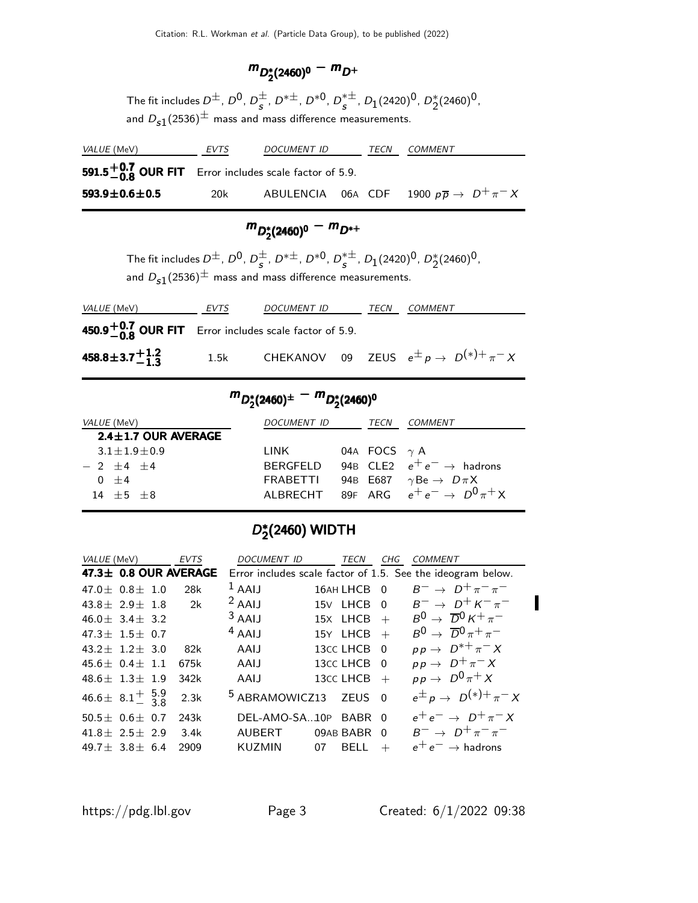## $m_{D_2^*(2460)^0} - m_{D^+}$

The fit includes $D^{\pm}$, $D^0$, $D_s^{\pm}$, $D^{*\pm}$, $D^{*0}$, $D_s^{*\pm}$, $D_1(2420)^0$, $D_2^*(2460)^0$, and $D_{s1}(2536)^{\pm}$ mass and mass difference measurements.

| VALUE (MeV) | EVTS | DOCUMENT ID | | TECN | COMMENT |
|---|---|---|---|---|---|
| **$591.5^{+0.7}_{-0.8}$ OUR FIT** | Error includes scale factor of 5.9. | | | | |
| **$593.9\pm0.6\pm0.5$** | 20k | ABULENCIA | 06A | CDF | 1900 $p\overline{p} \rightarrow D^+\pi^- X$ |

## $m_{D_2^*(2460)^0} - m_{D^{*+}}$

The fit includes $D^{\pm}$, $D^0$, $D_s^{\pm}$, $D^{*\pm}$, $D^{*0}$, $D_s^{*\pm}$, $D_1(2420)^0$, $D_2^*(2460)^0$, and $D_{s1}(2536)^{\pm}$ mass and mass difference measurements.

| VALUE (MeV) | EVTS | DOCUMENT ID | | TECN | COMMENT |
|---|---|---|---|---|---|
| **$450.9^{+0.7}_{-0.8}$ OUR FIT** | Error includes scale factor of 5.9. | | | | |
| **$458.8\pm3.7^{+1.2}_{-1.3}$** | 1.5k | CHEKANOV | 09 | ZEUS | $e^{\pm}p \rightarrow D^{(*)+}\pi^- X$ |

## $m_{D_2^*(2460)^{\pm}} - m_{D_2^*(2460)^0}$

| VALUE (MeV) | DOCUMENT ID | | TECN | COMMENT |
|---|---|---|---|---|
| **$2.4\pm1.7$ OUR AVERAGE** | | | | |
| $3.1\pm1.9\pm0.9$ | LINK | 04A | FOCS | $\gamma$ A |
| $-2\ \pm4\ \pm4$ | BERGFELD | 94B | CLE2 | $e^+e^- \rightarrow$ hadrons |
| $0\ \pm4$ | FRABETTI | 94B | E687 | $\gamma$Be $\rightarrow D\pi X$ |
| $14\ \pm5\ \pm8$ | ALBRECHT | 89F | ARG | $e^+e^- \rightarrow D^0\pi^+ X$ |

## $D_2^*(2460)$ WIDTH

| VALUE (MeV) | EVTS | DOCUMENT ID | | TECN | CHG | COMMENT |
|---|---|---|---|---|---|---|
| **$47.3\pm\ 0.8$ OUR AVERAGE** | | Error includes scale factor of 1.5. See the ideogram below. | | | | |
| $47.0\pm\ 0.8\pm\ 1.0$ | 28k | [1] AAIJ | 16AH | LHCB | 0 | $B^- \rightarrow D^+\pi^-\pi^-$ |
| $43.8\pm\ 2.9\pm\ 1.8$ | 2k | [2] AAIJ | 15V | LHCB | 0 | $B^- \rightarrow D^+K^-\pi^-$ |
| $46.0\pm\ 3.4\pm\ 3.2$ | | [3] AAIJ | 15X | LHCB | + | $B^0 \rightarrow \overline{D}{}^0 K^+\pi^-$ |
| $47.3\pm\ 1.5\pm\ 0.7$ | | [4] AAIJ | 15Y | LHCB | + | $B^0 \rightarrow \overline{D}{}^0\pi^+\pi^-$ |
| $43.2\pm\ 1.2\pm\ 3.0$ | 82k | AAIJ | 13CC | LHCB | 0 | $pp \rightarrow D^{*+}\pi^- X$ |
| $45.6\pm\ 0.4\pm\ 1.1$ | 675k | AAIJ | 13CC | LHCB | 0 | $pp \rightarrow D^+\pi^- X$ |
| $48.6\pm\ 1.3\pm\ 1.9$ | 342k | AAIJ | 13CC | LHCB | + | $pp \rightarrow D^0\pi^+ X$ |
| $46.6\pm\ 8.1^{+\ 5.9}_{-\ 3.8}$ | 2.3k | [5] ABRAMOWICZ | 13 | ZEUS | 0 | $e^{\pm}p \rightarrow D^{(*)+}\pi^- X$ |
| $50.5\pm\ 0.6\pm\ 0.7$ | 243k | DEL-AMO-SA... | 10P | BABR | 0 | $e^+e^- \rightarrow D^+\pi^- X$ |
| $41.8\pm\ 2.5\pm\ 2.9$ | 3.4k | AUBERT | 09AB | BABR | 0 | $B^- \rightarrow D^+\pi^-\pi^-$ |
| $49.7\pm\ 3.8\pm\ 6.4$ | 2909 | KUZMIN | 07 | BELL | + | $e^+e^- \rightarrow$ hadrons |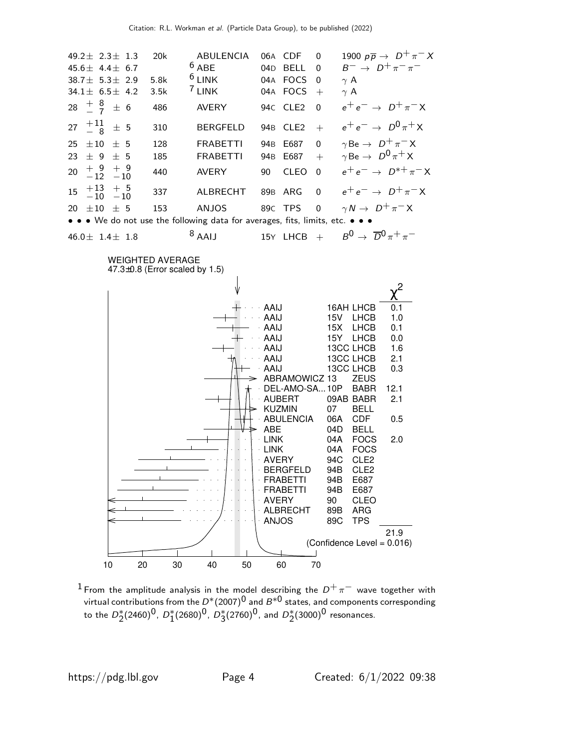| | | | | | | |
|---|---|---|---|---|---|---|
| $49.2\pm\ 2.3\pm\ 1.3$ | 20k | ABULENCIA | 06A | CDF | 0 | 1900 $p\overline{p} \rightarrow\ D^+\pi^- X$ |
| $45.6\pm\ 4.4\pm\ 6.7$ | | [6] ABE | 04D | BELL | 0 | $B^- \rightarrow\ D^+\pi^-\pi^-$ |
| $38.7\pm\ 5.3\pm\ 2.9$ | 5.8k | [6] LINK | 04A | FOCS | 0 | $\gamma$ A |
| $34.1\pm\ 6.5\pm\ 4.2$ | 3.5k | [7] LINK | 04A | FOCS | + | $\gamma$ A |
| $28\ {}^{+\ 8}_{-\ 7}\ \pm\ 6$ | 486 | AVERY | 94C | CLE2 | 0 | $e^+e^- \rightarrow\ D^+\pi^- X$ |
| $27\ {}^{+11}_{-\ 8}\ \pm\ 5$ | 310 | BERGFELD | 94B | CLE2 | + | $e^+e^- \rightarrow\ D^0\pi^+ X$ |
| $25\ \pm10\ \pm\ 5$ | 128 | FRABETTI | 94B | E687 | 0 | $\gamma \text{Be} \rightarrow\ D^+\pi^- X$ |
| $23\ \pm\ 9\ \pm\ 5$ | 185 | FRABETTI | 94B | E687 | + | $\gamma \text{Be} \rightarrow\ D^0\pi^+ X$ |
| $20\ {}^{+\ 9}_{-12}\ {}^{+\ 9}_{-10}$ | 440 | AVERY | 90 | CLEO | 0 | $e^+e^- \rightarrow\ D^{*+}\pi^- X$ |
| $15\ {}^{+13}_{-10}\ {}^{+\ 5}_{-10}$ | 337 | ALBRECHT | 89B | ARG | 0 | $e^+e^- \rightarrow\ D^+\pi^- X$ |
| $20\ \pm10\ \pm\ 5$ | 153 | ANJOS | 89C | TPS | 0 | $\gamma N \rightarrow\ D^+\pi^- X$ |

• • • We do not use the following data for averages, fits, limits, etc. • • •

| | | | | | | |
|---|---|---|---|---|---|---|
| $46.0\pm\ 1.4\pm\ 1.8$ | | [8] AAIJ | 15Y | LHCB | + | $B^0 \rightarrow\ \overline{D}^0\pi^+\pi^-$ |

WEIGHTED AVERAGE
47.3±0.8 (Error scaled by 1.5)

| | | | $\chi^2$ |
|---|---|---|---|
| AAIJ | 16AH | LHCB | 0.1 |
| AAIJ | 15V | LHCB | 1.0 |
| AAIJ | 15X | LHCB | 0.1 |
| AAIJ | 15Y | LHCB | 0.0 |
| AAIJ | 13CC | LHCB | 1.6 |
| AAIJ | 13CC | LHCB | 2.1 |
| AAIJ | 13CC | LHCB | 0.3 |
| ABRAMOWICZ | 13 | ZEUS | |
| DEL-AMO-SA... | 10P | BABR | 12.1 |
| AUBERT | 09AB | BABR | 2.1 |
| KUZMIN | 07 | BELL | |
| ABULENCIA | 06A | CDF | 0.5 |
| ABE | 04D | BELL | |
| LINK | 04A | FOCS | 2.0 |
| LINK | 04A | FOCS | |
| AVERY | 94C | CLE2 | |
| BERGFELD | 94B | CLE2 | |
| FRABETTI | 94B | E687 | |
| FRABETTI | 94B | E687 | |
| AVERY | 90 | CLEO | |
| ALBRECHT | 89B | ARG | |
| ANJOS | 89C | TPS | |
| | | | 21.9 |

(Confidence Level = 0.016)

10 20 30 40 50 60 70

[1] From the amplitude analysis in the model describing the $D^+\pi^-$ wave together with virtual contributions from the $D^*(2007)^0$ and $B^{*0}$ states, and components corresponding to the $D_2^*(2460)^0$, $D_1^*(2680)^0$, $D_3^*(2760)^0$, and $D_2^*(3000)^0$ resonances.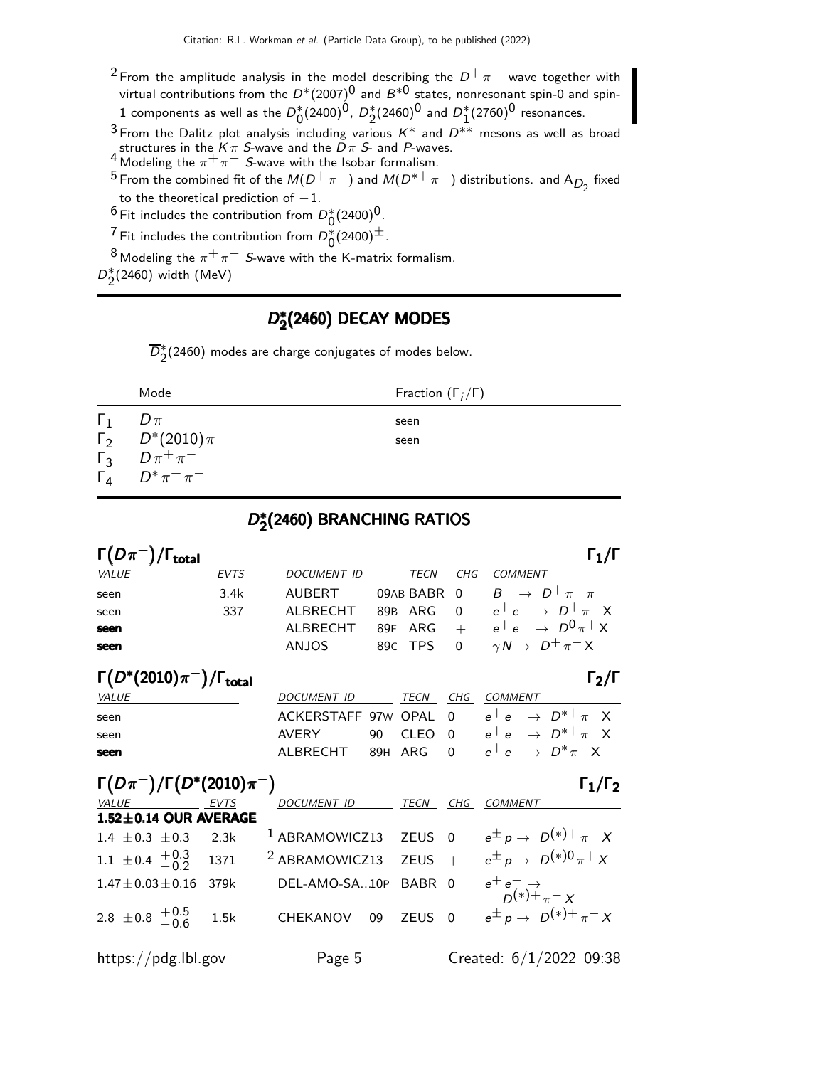[2] From the amplitude analysis in the model describing the $D^+\pi^-$ wave together with virtual contributions from the $D^*(2007)^0$ and $B^{*0}$ states, nonresonant spin-0 and spin-1 components as well as the $D_0^*(2400)^0$, $D_2^*(2460)^0$ and $D_1^*(2760)^0$ resonances.

[3] From the Dalitz plot analysis including various $K^*$ and $D^{**}$ mesons as well as broad structures in the $K\pi$ S-wave and the $D\pi$ S- and P-waves.

[4] Modeling the $\pi^+\pi^-$ S-wave with the Isobar formalism.

[5] From the combined fit of the $M(D^+\pi^-)$ and $M(D^{*+}\pi^-)$ distributions. and $A_{D_2}$ fixed to the theoretical prediction of $-1$.

[6] Fit includes the contribution from $D_0^*(2400)^0$.

[7] Fit includes the contribution from $D_0^*(2400)^\pm$.

[8] Modeling the $\pi^+\pi^-$ S-wave with the K-matrix formalism.

$D_2^*(2460)$ width (MeV)

## $D_2^*(2460)$ DECAY MODES

$\overline{D}_2^*(2460)$ modes are charge conjugates of modes below.

| | Mode | Fraction ($\Gamma_i/\Gamma$) |
|---|---|---|
| $\Gamma_1$ | $D\pi^-$ | seen |
| $\Gamma_2$ | $D^*(2010)\pi^-$ | seen |
| $\Gamma_3$ | $D\pi^+\pi^-$ | |
| $\Gamma_4$ | $D^*\pi^+\pi^-$ | |

## $D_2^*(2460)$ BRANCHING RATIOS

### $\Gamma(D\pi^-)/\Gamma_{total}$ — $\Gamma_1/\Gamma$

| VALUE | EVTS | DOCUMENT ID | | TECN | CHG | COMMENT |
|---|---|---|---|---|---|---|
| seen | 3.4k | AUBERT | 09AB | BABR | 0 | $B^- \to D^+\pi^-\pi^-$ |
| seen | 337 | ALBRECHT | 89B | ARG | 0 | $e^+e^- \to D^+\pi^-X$ |
| **seen** | | ALBRECHT | 89F | ARG | + | $e^+e^- \to D^0\pi^+X$ |
| **seen** | | ANJOS | 89C | TPS | 0 | $\gamma N \to D^+\pi^-X$ |

### $\Gamma(D^*(2010)\pi^-)/\Gamma_{total}$ — $\Gamma_2/\Gamma$

| VALUE | DOCUMENT ID | | TECN | CHG | COMMENT |
|---|---|---|---|---|---|
| seen | ACKERSTAFF | 97W | OPAL | 0 | $e^+e^- \to D^{*+}\pi^-X$ |
| seen | AVERY | 90 | CLEO | 0 | $e^+e^- \to D^{*+}\pi^-X$ |
| **seen** | ALBRECHT | 89H | ARG | 0 | $e^+e^- \to D^*\pi^-X$ |

### $\Gamma(D\pi^-)/\Gamma(D^*(2010)\pi^-)$ — $\Gamma_1/\Gamma_2$

| VALUE | EVTS | DOCUMENT ID | | TECN | CHG | COMMENT |
|---|---|---|---|---|---|---|
| **1.52±0.14 OUR AVERAGE** | | | | | | |
| $1.4 \pm 0.3 \pm 0.3$ | 2.3k | [1] ABRAMOWICZ | 13 | ZEUS | 0 | $e^\pm p \to D^{(*)+}\pi^-X$ |
| $1.1 \pm 0.4 ^{+0.3}_{-0.2}$ | 1371 | [2] ABRAMOWICZ | 13 | ZEUS | + | $e^\pm p \to D^{(*)0}\pi^+X$ |
| $1.47 \pm 0.03 \pm 0.16$ | 379k | DEL-AMO-SA... | 10P | BABR | 0 | $e^+e^- \to D^{(*)+}\pi^-X$ |
| $2.8 \pm 0.8 ^{+0.5}_{-0.6}$ | 1.5k | CHEKANOV | 09 | ZEUS | 0 | $e^\pm p \to D^{(*)+}\pi^-X$ |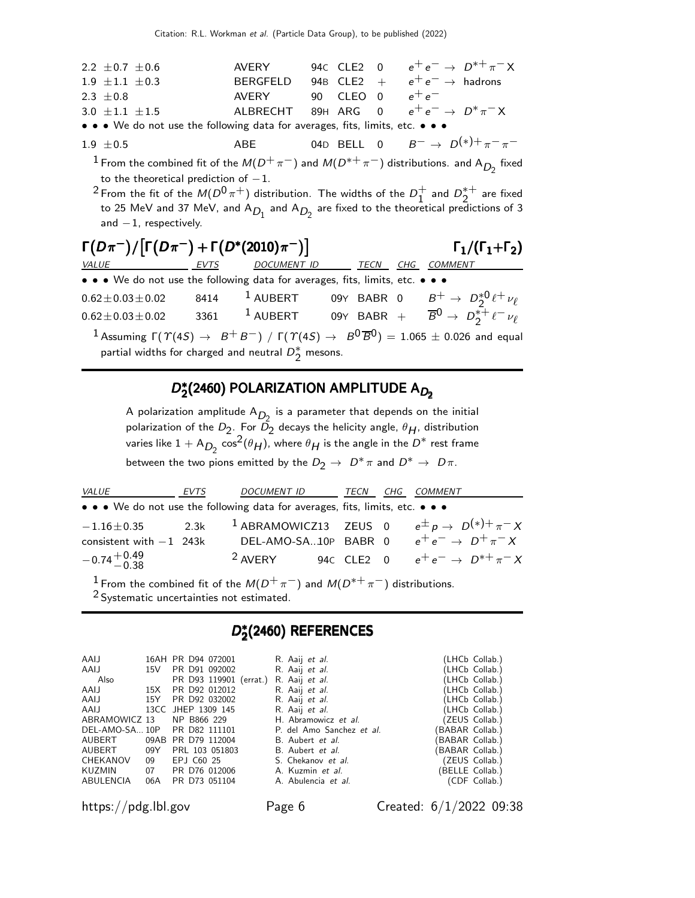| VALUE | EVTS | DOCUMENT ID | TECN | CHG | COMMENT |
|---|---|---|---|---|---|
| $2.2 \pm 0.7 \pm 0.6$ | | AVERY | 94C CLE2 | 0 | $e^+e^- \to D^{*+}\pi^- X$ |
| $1.9 \pm 1.1 \pm 0.3$ | | BERGFELD | 94B CLE2 | + | $e^+e^- \to$ hadrons |
| $2.3 \pm 0.8$ | | AVERY | 90 CLEO | 0 | $e^+e^-$ |
| $3.0 \pm 1.1 \pm 1.5$ | | ALBRECHT | 89H ARG | 0 | $e^+e^- \to D^*\pi^- X$ |
| • • • We do not use the following data for averages, fits, limits, etc. • • • | | | | | |
| $1.9 \pm 0.5$ | | ABE | 04D BELL | 0 | $B^- \to D^{(*)+}\pi^-\pi^-$ |

[1] From the combined fit of the $M(D^+\pi^-)$ and $M(D^{*+}\pi^-)$ distributions. and $A_{D_2}$ fixed to the theoretical prediction of $-1$.

[2] From the fit of the $M(D^0\pi^+)$ distribution. The widths of the $D_1^+$ and $D_2^{*+}$ are fixed to 25 MeV and 37 MeV, and $A_{D_1}$ and $A_{D_2}$ are fixed to the theoretical predictions of 3 and $-1$, respectively.

### $\Gamma(D\pi^-)/[\Gamma(D\pi^-)+\Gamma(D^*(2010)\pi^-)]$ $\qquad\qquad \Gamma_1/(\Gamma_1+\Gamma_2)$

| VALUE | EVTS | DOCUMENT ID | TECN | CHG | COMMENT |
|---|---|---|---|---|---|
| • • • We do not use the following data for averages, fits, limits, etc. • • • | | | | | |
| $0.62 \pm 0.03 \pm 0.02$ | 8414 | [1] AUBERT | 09Y BABR | 0 | $B^+ \to D_2^{*0}\ell^+\nu_\ell$ |
| $0.62 \pm 0.03 \pm 0.02$ | 3361 | [1] AUBERT | 09Y BABR | + | $\overline{B}^0 \to D_2^{*+}\ell^-\nu_\ell$ |

[1] Assuming $\Gamma(\Upsilon(4S) \to B^+B^-) / \Gamma(\Upsilon(4S) \to B^0\overline{B}^0) = 1.065 \pm 0.026$ and equal partial widths for charged and neutral $D_2^*$ mesons.

## $D_2^*(2460)$ POLARIZATION AMPLITUDE $A_{D_2}$

A polarization amplitude $A_{D_2}$ is a parameter that depends on the initial polarization of the $D_2$. For $D_2$ decays the helicity angle, $\theta_H$, distribution varies like $1 + A_{D_2}\cos^2(\theta_H)$, where $\theta_H$ is the angle in the $D^*$ rest frame between the two pions emitted by the $D_2 \to D^*\pi$ and $D^* \to D\pi$.

| VALUE | EVTS | DOCUMENT ID | TECN | CHG | COMMENT |
|---|---|---|---|---|---|
| • • • We do not use the following data for averages, fits, limits, etc. • • • | | | | | |
| $-1.16 \pm 0.35$ | 2.3k | [1] ABRAMOWICZ13 | ZEUS | 0 | $e^\pm p \to D^{(*)+}\pi^- X$ |
| consistent with $-1$ | 243k | DEL-AMO-SA..10P | BABR | 0 | $e^+e^- \to D^+\pi^- X$ |
| $-0.74^{+0.49}_{-0.38}$ | | [2] AVERY | 94C CLE2 | 0 | $e^+e^- \to D^{*+}\pi^- X$ |

[1] From the combined fit of the $M(D^+\pi^-)$ and $M(D^{*+}\pi^-)$ distributions.

[2] Systematic uncertainties not estimated.

## $D_2^*(2460)$ REFERENCES

| | | | | |
|---|---|---|---|---|
| AAIJ | 16AH | PR D94 072001 | R. Aaij *et al.* | (LHCb Collab.) |
| AAIJ | 15V | PR D91 092002 | R. Aaij *et al.* | (LHCb Collab.) |
| Also | | PR D93 119901 (errat.) | R. Aaij *et al.* | (LHCb Collab.) |
| AAIJ | 15X | PR D92 012012 | R. Aaij *et al.* | (LHCb Collab.) |
| AAIJ | 15Y | PR D92 032002 | R. Aaij *et al.* | (LHCb Collab.) |
| AAIJ | 13CC | JHEP 1309 145 | R. Aaij *et al.* | (LHCb Collab.) |
| ABRAMOWICZ 13 | | NP B866 229 | H. Abramowicz *et al.* | (ZEUS Collab.) |
| DEL-AMO-SA... 10P | | PR D82 111101 | P. del Amo Sanchez *et al.* | (BABAR Collab.) |
| AUBERT | 09AB | PR D79 112004 | B. Aubert *et al.* | (BABAR Collab.) |
| AUBERT | 09Y | PRL 103 051803 | B. Aubert *et al.* | (BABAR Collab.) |
| CHEKANOV | 09 | EPJ C60 25 | S. Chekanov *et al.* | (ZEUS Collab.) |
| KUZMIN | 07 | PR D76 012006 | A. Kuzmin *et al.* | (BELLE Collab.) |
| ABULENCIA | 06A | PR D73 051104 | A. Abulencia *et al.* | (CDF Collab.) |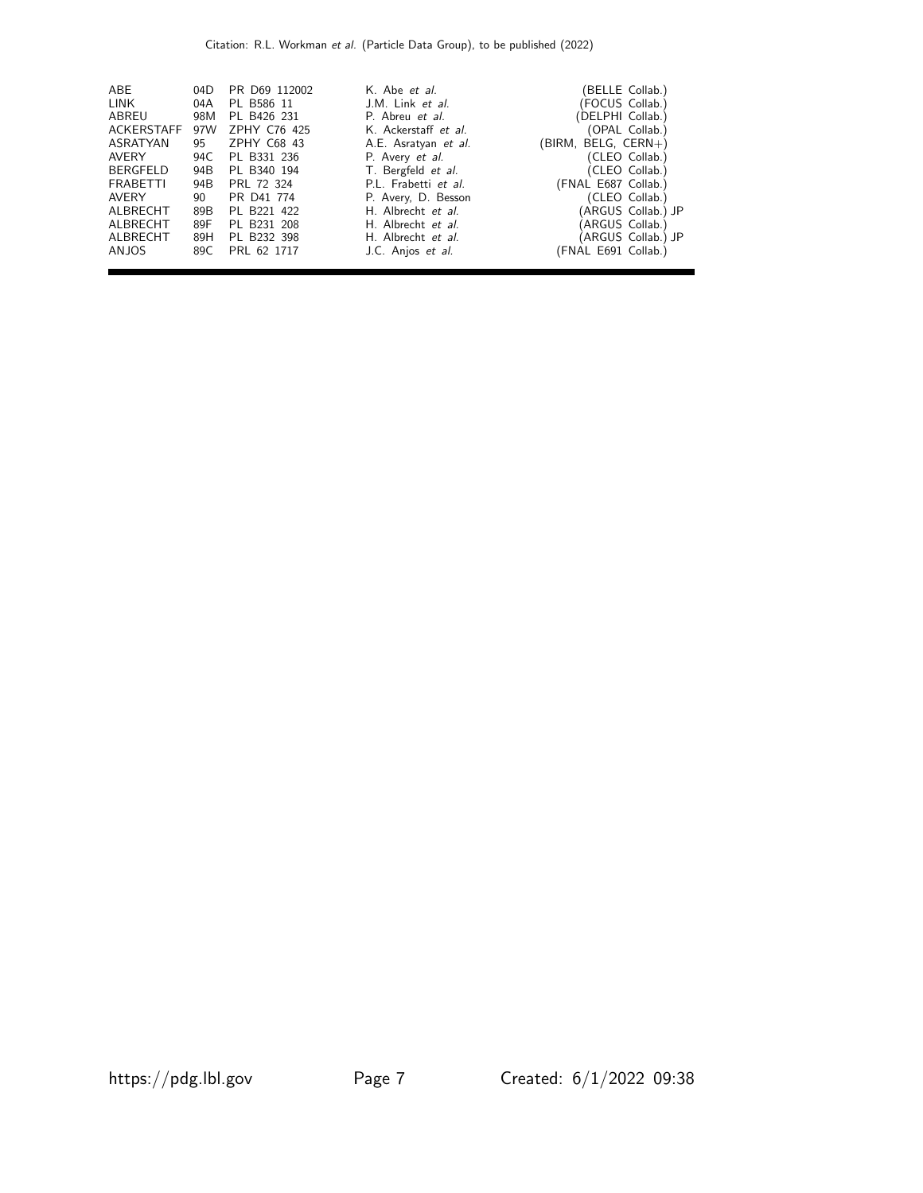| | | | | |
|---|---|---|---|---|
| ABE | 04D | PR D69 112002 | K. Abe *et al.* | (BELLE Collab.) |
| LINK | 04A | PL B586 11 | J.M. Link *et al.* | (FOCUS Collab.) |
| ABREU | 98M | PL B426 231 | P. Abreu *et al.* | (DELPHI Collab.) |
| ACKERSTAFF | 97W | ZPHY C76 425 | K. Ackerstaff *et al.* | (OPAL Collab.) |
| ASRATYAN | 95 | ZPHY C68 43 | A.E. Asratyan *et al.* | (BIRM, BELG, CERN+) |
| AVERY | 94C | PL B331 236 | P. Avery *et al.* | (CLEO Collab.) |
| BERGFELD | 94B | PL B340 194 | T. Bergfeld *et al.* | (CLEO Collab.) |
| FRABETTI | 94B | PRL 72 324 | P.L. Frabetti *et al.* | (FNAL E687 Collab.) |
| AVERY | 90 | PR D41 774 | P. Avery, D. Besson | (CLEO Collab.) |
| ALBRECHT | 89B | PL B221 422 | H. Albrecht *et al.* | (ARGUS Collab.) JP |
| ALBRECHT | 89F | PL B231 208 | H. Albrecht *et al.* | (ARGUS Collab.) |
| ALBRECHT | 89H | PL B232 398 | H. Albrecht *et al.* | (ARGUS Collab.) JP |
| ANJOS | 89C | PRL 62 1717 | J.C. Anjos *et al.* | (FNAL E691 Collab.) |